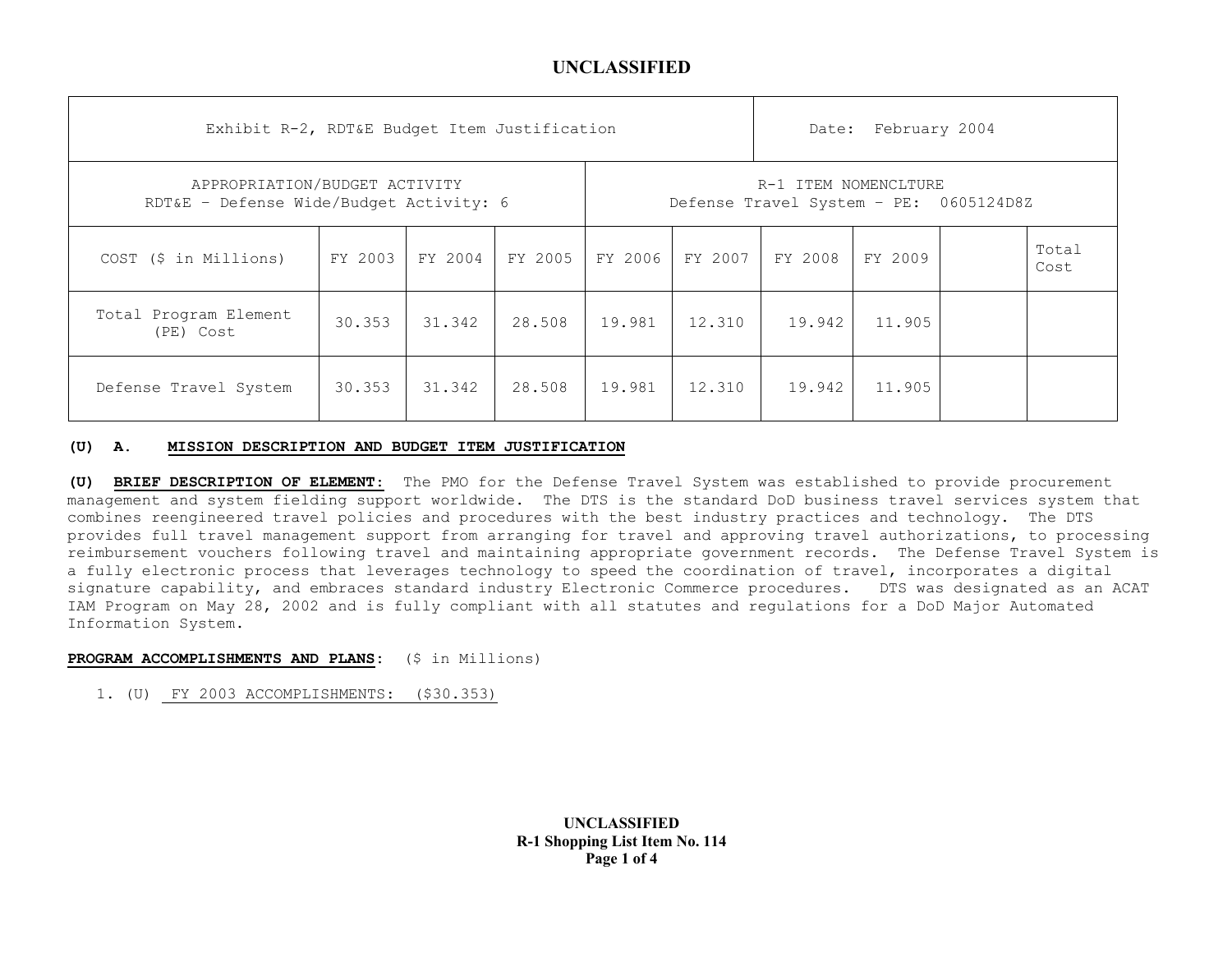UNCLASSIFIED

| Exhibit R-2, RDT&E Budget Item Justification | | | | | | | | | Date: February 2004 |
|---|---|---|---|---|---|---|---|---|---|
| APPROPRIATION/BUDGET ACTIVITY<br>RDT&E – Defense Wide/Budget Activity: 6 | | | | R-1 ITEM NOMENCLTURE<br>Defense Travel System – PE: 0605124D8Z | | | | | |
| COST ($ in Millions) | FY 2003 | FY 2004 | FY 2005 | FY 2006 | FY 2007 | FY 2008 | FY 2009 | | Total Cost |
| Total Program Element (PE) Cost | 30.353 | 31.342 | 28.508 | 19.981 | 12.310 | 19.942 | 11.905 | | |
| Defense Travel System | 30.353 | 31.342 | 28.508 | 19.981 | 12.310 | 19.942 | 11.905 | | |

**(U) A. MISSION DESCRIPTION AND BUDGET ITEM JUSTIFICATION**

**(U) BRIEF DESCRIPTION OF ELEMENT:** The PMO for the Defense Travel System was established to provide procurement management and system fielding support worldwide. The DTS is the standard DoD business travel services system that combines reengineered travel policies and procedures with the best industry practices and technology. The DTS provides full travel management support from arranging for travel and approving travel authorizations, to processing reimbursement vouchers following travel and maintaining appropriate government records. The Defense Travel System is a fully electronic process that leverages technology to speed the coordination of travel, incorporates a digital signature capability, and embraces standard industry Electronic Commerce procedures. DTS was designated as an ACAT IAM Program on May 28, 2002 and is fully compliant with all statutes and regulations for a DoD Major Automated Information System.

**PROGRAM ACCOMPLISHMENTS AND PLANS:** ($ in Millions)

1. (U) FY 2003 ACCOMPLISHMENTS: ($30.353)

UNCLASSIFIED
R-1 Shopping List Item No. 114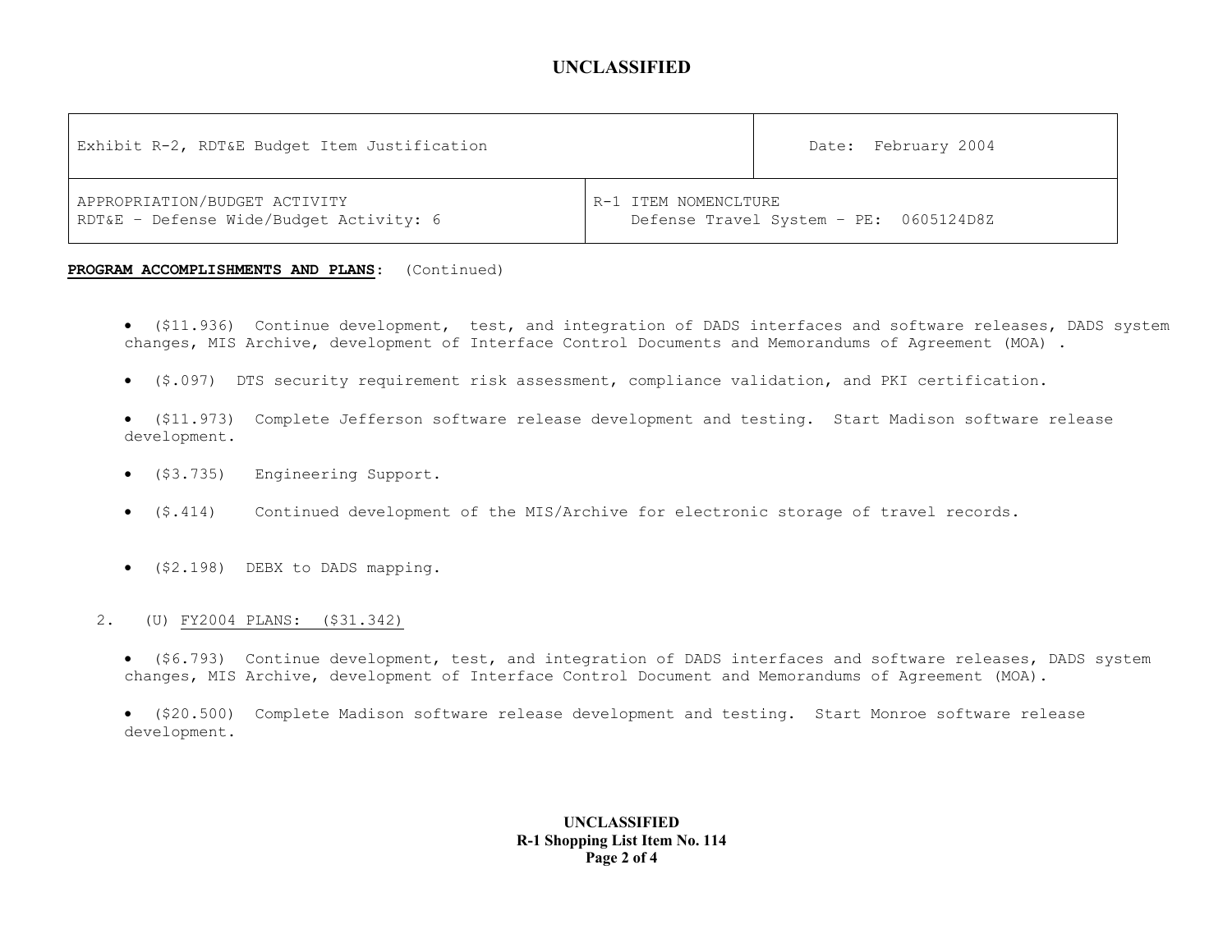| Exhibit R-2, RDT&E Budget Item Justification | | Date: February 2004 |
|---|---|---|
| APPROPRIATION/BUDGET ACTIVITY<br>RDT&E – Defense Wide/Budget Activity: 6 | R-1 ITEM NOMENCLTURE<br>Defense Travel System – PE: 0605124D8Z | |

**PROGRAM ACCOMPLISHMENTS AND PLANS**: (Continued)

- ($11.936) Continue development, test, and integration of DADS interfaces and software releases, DADS system changes, MIS Archive, development of Interface Control Documents and Memorandums of Agreement (MOA) .

- ($.097) DTS security requirement risk assessment, compliance validation, and PKI certification.

- ($11.973) Complete Jefferson software release development and testing. Start Madison software release development.

- ($3.735) Engineering Support.

- ($.414) Continued development of the MIS/Archive for electronic storage of travel records.

- ($2.198) DEBX to DADS mapping.

2. (U) FY2004 PLANS: ($31.342)

- ($6.793) Continue development, test, and integration of DADS interfaces and software releases, DADS system changes, MIS Archive, development of Interface Control Document and Memorandums of Agreement (MOA).

- ($20.500) Complete Madison software release development and testing. Start Monroe software release development.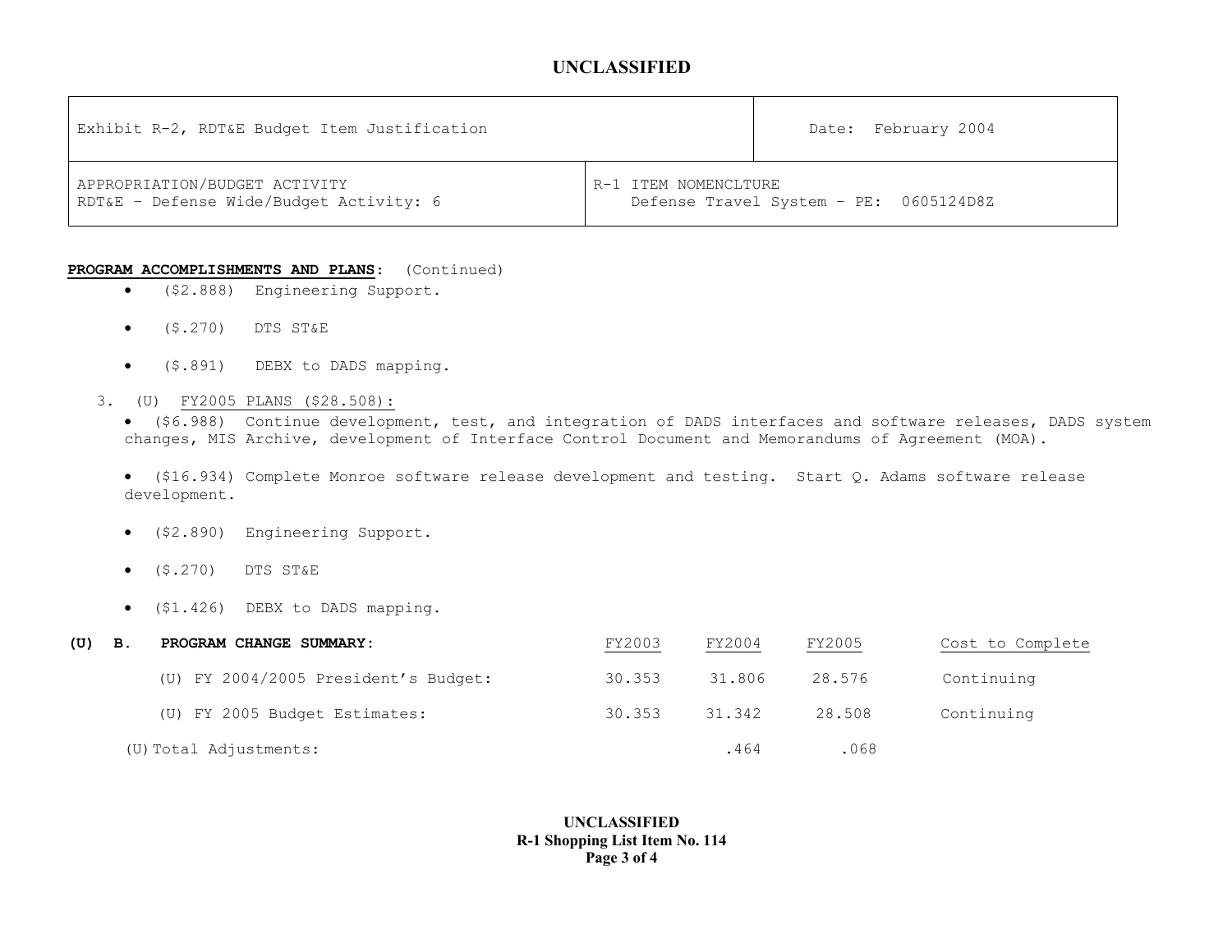UNCLASSIFIED

| Exhibit R-2, RDT&E Budget Item Justification | Date: February 2004 |
|---|---|
| APPROPRIATION/BUDGET ACTIVITY<br>RDT&E – Defense Wide/Budget Activity: 6 | R-1 ITEM NOMENCLTURE<br>Defense Travel System – PE: 0605124D8Z |

**PROGRAM ACCOMPLISHMENTS AND PLANS:** (Continued)

- ($2.888) Engineering Support.
- ($.270) DTS ST&E
- ($.891) DEBX to DADS mapping.

3. (U) FY2005 PLANS ($28.508):

- ($6.988) Continue development, test, and integration of DADS interfaces and software releases, DADS system changes, MIS Archive, development of Interface Control Document and Memorandums of Agreement (MOA).
- ($16.934) Complete Monroe software release development and testing. Start Q. Adams software release development.
- ($2.890) Engineering Support.
- ($.270) DTS ST&E
- ($1.426) DEBX to DADS mapping.

**(U) B. PROGRAM CHANGE SUMMARY:**

| | FY2003 | FY2004 | FY2005 | Cost to Complete |
|---|---|---|---|---|
| (U) FY 2004/2005 President's Budget: | 30.353 | 31.806 | 28.576 | Continuing |
| (U) FY 2005 Budget Estimates: | 30.353 | 31.342 | 28.508 | Continuing |
| (U) Total Adjustments: | | .464 | .068 | |

UNCLASSIFIED
R-1 Shopping List Item No. 114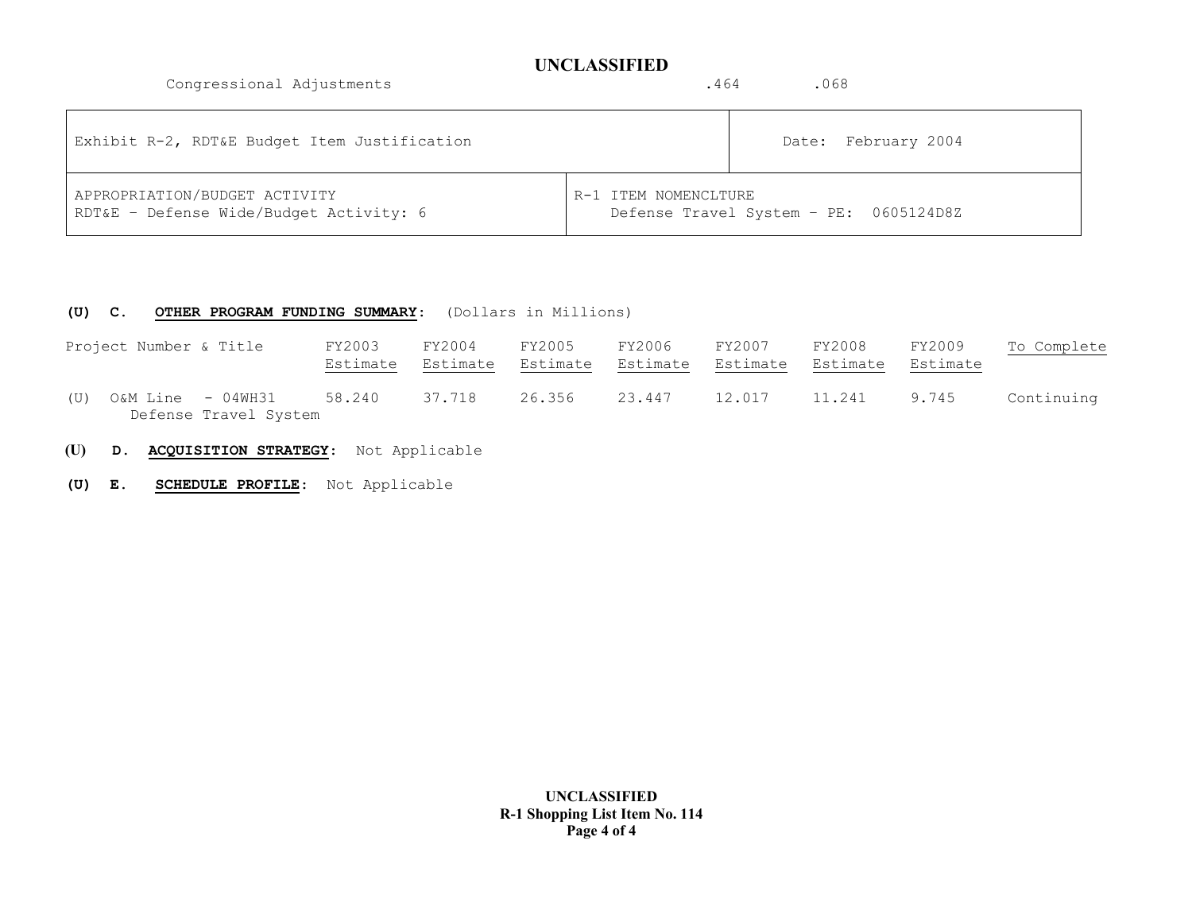Congressional Adjustments .464 .068

| Exhibit R-2, RDT&E Budget Item Justification | Date: February 2004 |
|---|---|
| APPROPRIATION/BUDGET ACTIVITY<br>RDT&E - Defense Wide/Budget Activity: 6 | R-1 ITEM NOMENCLTURE<br>Defense Travel System - PE: 0605124D8Z |

**(U) C. OTHER PROGRAM FUNDING SUMMARY:** (Dollars in Millions)

| Project Number & Title | FY2003 Estimate | FY2004 Estimate | FY2005 Estimate | FY2006 Estimate | FY2007 Estimate | FY2008 Estimate | FY2009 Estimate | To Complete |
|---|---|---|---|---|---|---|---|---|
| (U) O&M Line - 04WH31 Defense Travel System | 58.240 | 37.718 | 26.356 | 23.447 | 12.017 | 11.241 | 9.745 | Continuing |

**(U) D. ACQUISITION STRATEGY:** Not Applicable

**(U) E. SCHEDULE PROFILE:** Not Applicable